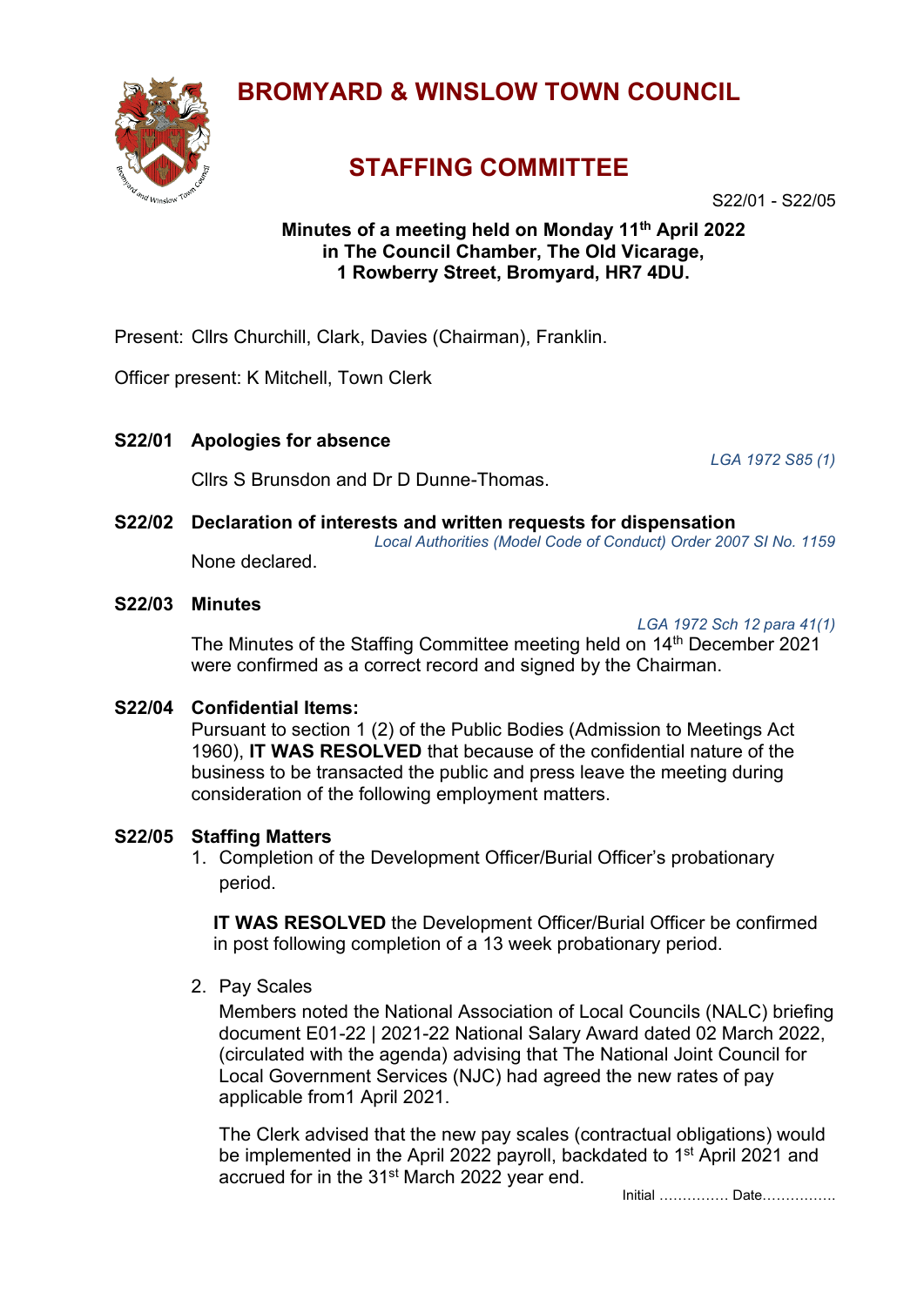# BROMYARD & WINSLOW TOWN COUNCIL

## STAFFING COMMITTEE

S22/01 - S22/05

**Minutes of a meeting held on Monday 11th April 2022 in The Council Chamber, The Old Vicarage, 1 Rowberry Street, Bromyard, HR7 4DU.**

Present: Cllrs Churchill, Clark, Davies (Chairman), Franklin.

Officer present: K Mitchell, Town Clerk

### S22/01 Apologies for absence

*LGA 1972 S85 (1)*

Cllrs S Brunsdon and Dr D Dunne-Thomas.

### S22/02 Declaration of interests and written requests for dispensation

*Local Authorities (Model Code of Conduct) Order 2007 SI No. 1159*

None declared.

### S22/03 Minutes

*LGA 1972 Sch 12 para 41(1)*

The Minutes of the Staffing Committee meeting held on 14th December 2021 were confirmed as a correct record and signed by the Chairman.

### S22/04 Confidential Items:

Pursuant to section 1 (2) of the Public Bodies (Admission to Meetings Act 1960), **IT WAS RESOLVED** that because of the confidential nature of the business to be transacted the public and press leave the meeting during consideration of the following employment matters.

### S22/05 Staffing Matters

1. Completion of the Development Officer/Burial Officer's probationary period.

   **IT WAS RESOLVED** the Development Officer/Burial Officer be confirmed in post following completion of a 13 week probationary period.

2. Pay Scales

   Members noted the National Association of Local Councils (NALC) briefing document E01-22 | 2021-22 National Salary Award dated 02 March 2022, (circulated with the agenda) advising that The National Joint Council for Local Government Services (NJC) had agreed the new rates of pay applicable from1 April 2021.

   The Clerk advised that the new pay scales (contractual obligations) would be implemented in the April 2022 payroll, backdated to 1st April 2021 and accrued for in the 31st March 2022 year end.

Initial …………… Date…………….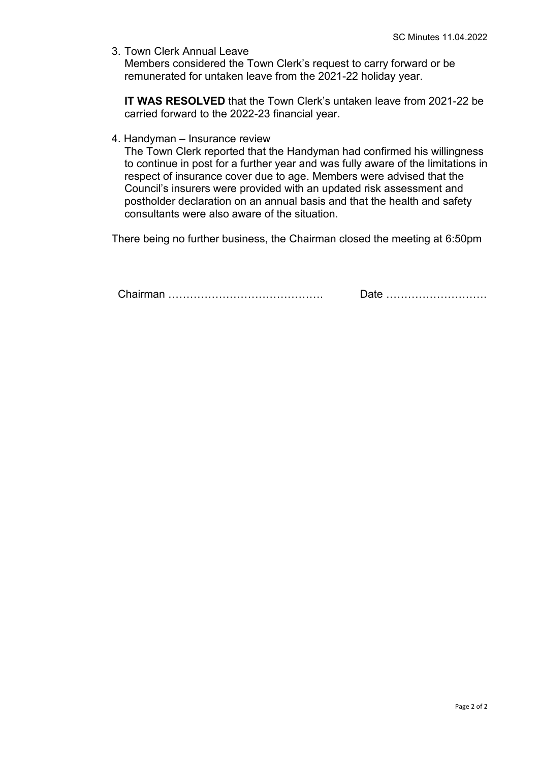3. Town Clerk Annual Leave

   Members considered the Town Clerk's request to carry forward or be remunerated for untaken leave from the 2021-22 holiday year.

   **IT WAS RESOLVED** that the Town Clerk's untaken leave from 2021-22 be carried forward to the 2022-23 financial year.

4. Handyman – Insurance review

   The Town Clerk reported that the Handyman had confirmed his willingness to continue in post for a further year and was fully aware of the limitations in respect of insurance cover due to age. Members were advised that the Council's insurers were provided with an updated risk assessment and postholder declaration on an annual basis and that the health and safety consultants were also aware of the situation.

There being no further business, the Chairman closed the meeting at 6:50pm

Chairman ……………………………………. Date ……………………….